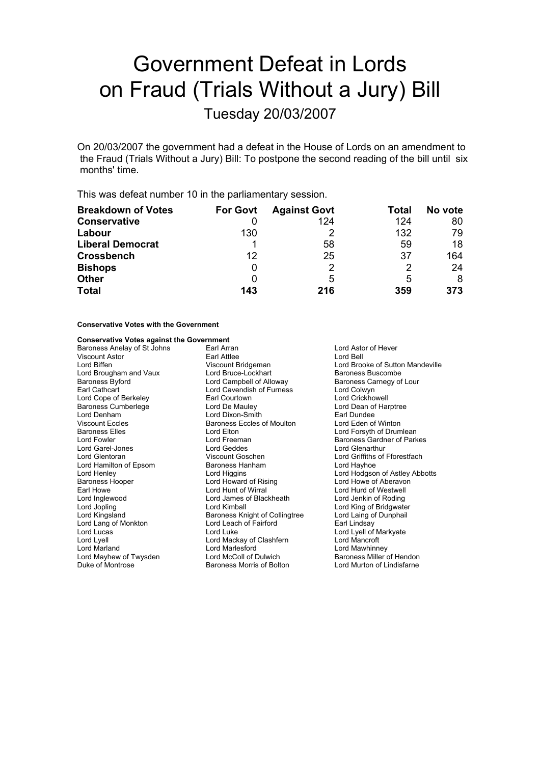# Government Defeat in Lords on Fraud (Trials Without a Jury) Bill

## Tuesday 20/03/2007

On 20/03/2007 the government had a defeat in the House of Lords on an amendment to the Fraud (Trials Without a Jury) Bill: To postpone the second reading of the bill until six months' time.

This was defeat number 10 in the parliamentary session.

| Breakdown of Votes | For Govt | Against Govt | Total | No vote |
|---|---|---|---|---|
| **Conservative** | 0 | 124 | 124 | 80 |
| **Labour** | 130 | 2 | 132 | 79 |
| **Liberal Democrat** | 1 | 58 | 59 | 18 |
| **Crossbench** | 12 | 25 | 37 | 164 |
| **Bishops** | 0 | 2 | 2 | 24 |
| **Other** | 0 | 5 | 5 | 8 |
| **Total** | **143** | **216** | **359** | **373** |

**Conservative Votes with the Government**

**Conservative Votes against the Government**

Baroness Anelay of St Johns
Earl Arran
Lord Astor of Hever
Viscount Astor
Earl Attlee
Lord Bell
Lord Biffen
Viscount Bridgeman
Lord Brooke of Sutton Mandeville
Lord Brougham and Vaux
Lord Bruce-Lockhart
Baroness Buscombe
Baroness Byford
Lord Campbell of Alloway
Baroness Carnegy of Lour
Earl Cathcart
Lord Cavendish of Furness
Lord Colwyn
Lord Cope of Berkeley
Earl Courtown
Lord Crickhowell
Baroness Cumberlege
Lord De Mauley
Lord Dean of Harptree
Lord Denham
Lord Dixon-Smith
Earl Dundee
Viscount Eccles
Baroness Eccles of Moulton
Lord Eden of Winton
Baroness Elles
Lord Elton
Lord Forsyth of Drumlean
Lord Fowler
Lord Freeman
Baroness Gardner of Parkes
Lord Garel-Jones
Lord Geddes
Lord Glenarthur
Lord Glentoran
Viscount Goschen
Lord Griffiths of Fforestfach
Lord Hamilton of Epsom
Baroness Hanham
Lord Hayhoe
Lord Henley
Lord Higgins
Lord Hodgson of Astley Abbotts
Baroness Hooper
Lord Howard of Rising
Lord Howe of Aberavon
Earl Howe
Lord Hunt of Wirral
Lord Hurd of Westwell
Lord Inglewood
Lord James of Blackheath
Lord Jenkin of Roding
Lord Jopling
Lord Kimball
Lord King of Bridgwater
Lord Kingsland
Baroness Knight of Collingtree
Lord Laing of Dunphail
Lord Lang of Monkton
Lord Leach of Fairford
Earl Lindsay
Lord Lucas
Lord Luke
Lord Lyell of Markyate
Lord Lyell
Lord Mackay of Clashfern
Lord Mancroft
Lord Marland
Lord Marlesford
Lord Mawhinney
Lord Mayhew of Twysden
Lord McColl of Dulwich
Baroness Miller of Hendon
Duke of Montrose
Baroness Morris of Bolton
Lord Murton of Lindisfarne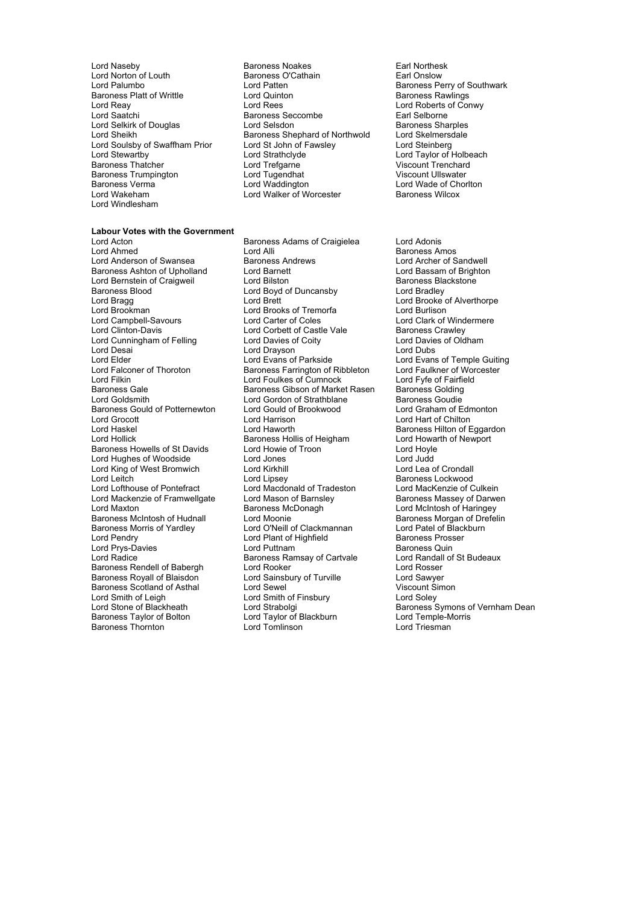Lord Naseby
Lord Norton of Louth
Lord Palumbo
Baroness Platt of Writtle
Lord Reay
Lord Saatchi
Lord Selkirk of Douglas
Lord Sheikh
Lord Soulsby of Swaffham Prior
Lord Stewartby
Baroness Thatcher
Baroness Trumpington
Baroness Verma
Lord Wakeham
Lord Windlesham
Baroness Noakes
Baroness O'Cathain
Lord Patten
Lord Quinton
Lord Rees
Baroness Seccombe
Lord Selsdon
Baroness Shephard of Northwold
Lord St John of Fawsley
Lord Strathclyde
Lord Trefgarne
Lord Tugendhat
Lord Waddington
Lord Walker of Worcester
Earl Northesk
Earl Onslow
Baroness Perry of Southwark
Baroness Rawlings
Lord Roberts of Conwy
Earl Selborne
Baroness Sharples
Lord Skelmersdale
Lord Steinberg
Lord Taylor of Holbeach
Viscount Trenchard
Viscount Ullswater
Lord Wade of Chorlton
Baroness Wilcox

**Labour Votes with the Government**

Lord Acton
Lord Ahmed
Lord Anderson of Swansea
Baroness Ashton of Upholland
Lord Bernstein of Craigweil
Baroness Blood
Lord Bragg
Lord Brookman
Lord Campbell-Savours
Lord Clinton-Davis
Lord Cunningham of Felling
Lord Desai
Lord Elder
Lord Falconer of Thoroton
Lord Filkin
Baroness Gale
Lord Goldsmith
Baroness Gould of Potternewton
Lord Grocott
Lord Haskel
Lord Hollick
Baroness Howells of St Davids
Lord Hughes of Woodside
Lord King of West Bromwich
Lord Leitch
Lord Lofthouse of Pontefract
Lord Mackenzie of Framwellgate
Lord Maxton
Baroness McIntosh of Hudnall
Baroness Morris of Yardley
Lord Pendry
Lord Prys-Davies
Lord Radice
Baroness Rendell of Babergh
Baroness Royall of Blaisdon
Baroness Scotland of Asthal
Lord Smith of Leigh
Lord Stone of Blackheath
Baroness Taylor of Bolton
Baroness Thornton
Baroness Adams of Craigielea
Lord Alli
Baroness Andrews
Lord Barnett
Lord Bilston
Lord Boyd of Duncansby
Lord Brett
Lord Brooks of Tremorfa
Lord Carter of Coles
Lord Corbett of Castle Vale
Lord Davies of Coity
Lord Drayson
Lord Evans of Parkside
Baroness Farrington of Ribbleton
Lord Foulkes of Cumnock
Baroness Gibson of Market Rasen
Lord Gordon of Strathblane
Lord Gould of Brookwood
Lord Harrison
Lord Haworth
Baroness Hollis of Heigham
Lord Howie of Troon
Lord Jones
Lord Kirkhill
Lord Lipsey
Lord Macdonald of Tradeston
Lord Mason of Barnsley
Baroness McDonagh
Lord Moonie
Lord O'Neill of Clackmannan
Lord Plant of Highfield
Lord Puttnam
Baroness Ramsay of Cartvale
Lord Rooker
Lord Sainsbury of Turville
Lord Sewel
Lord Smith of Finsbury
Lord Strabolgi
Lord Taylor of Blackburn
Lord Tomlinson
Lord Adonis
Baroness Amos
Lord Archer of Sandwell
Lord Bassam of Brighton
Baroness Blackstone
Lord Bradley
Lord Brooke of Alverthorpe
Lord Burlison
Lord Clark of Windermere
Baroness Crawley
Lord Davies of Oldham
Lord Dubs
Lord Evans of Temple Guiting
Lord Faulkner of Worcester
Lord Fyfe of Fairfield
Baroness Golding
Baroness Goudie
Lord Graham of Edmonton
Lord Hart of Chilton
Baroness Hilton of Eggardon
Lord Howarth of Newport
Lord Hoyle
Lord Judd
Lord Lea of Crondall
Baroness Lockwood
Lord MacKenzie of Culkein
Baroness Massey of Darwen
Lord McIntosh of Haringey
Baroness Morgan of Drefelin
Lord Patel of Blackburn
Baroness Prosser
Baroness Quin
Lord Randall of St Budeaux
Lord Rosser
Lord Sawyer
Viscount Simon
Lord Soley
Baroness Symons of Vernham Dean
Lord Temple-Morris
Lord Triesman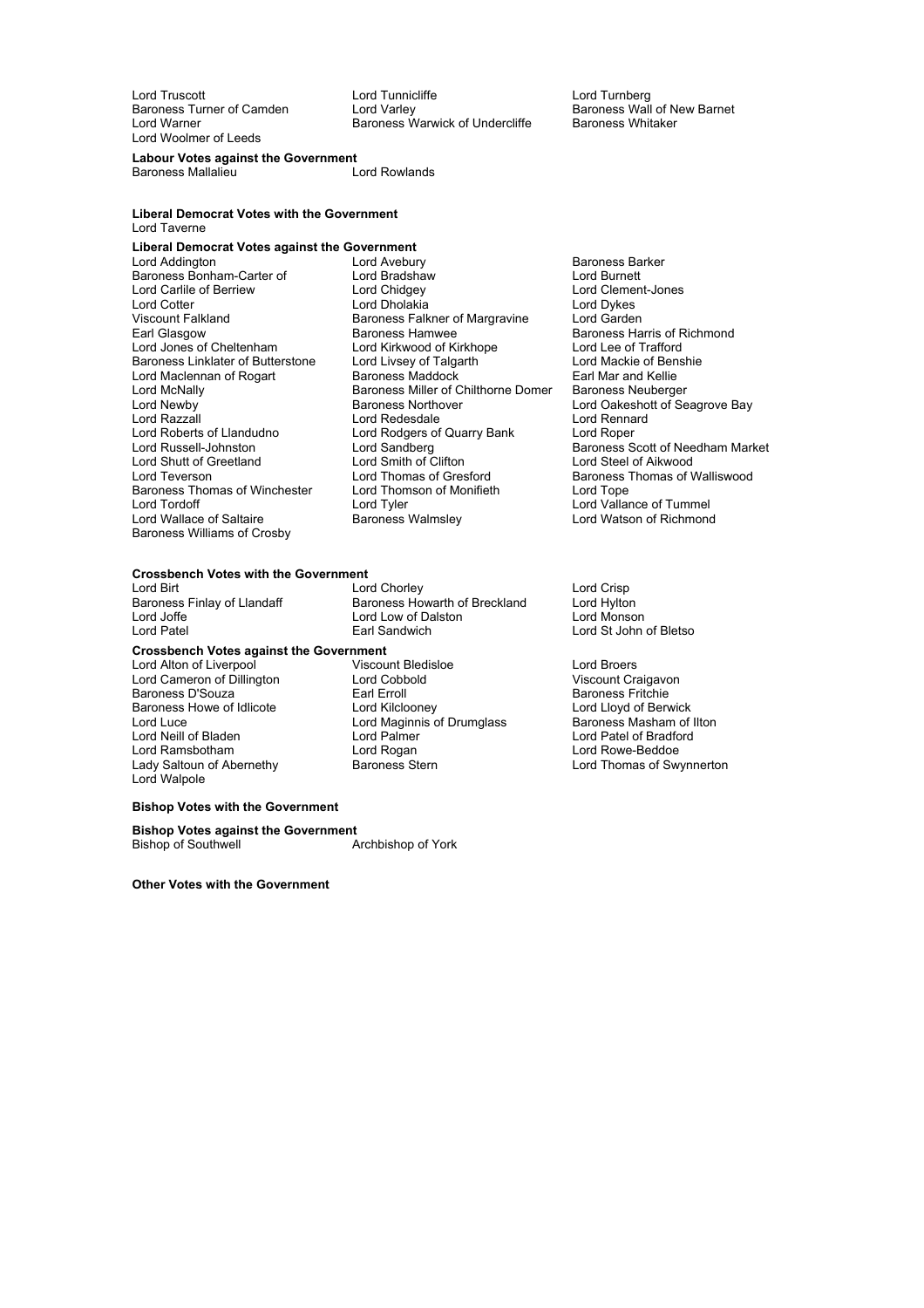Lord Truscott
Lord Tunnicliffe
Lord Turnberg
Baroness Turner of Camden
Lord Varley
Baroness Wall of New Barnet
Lord Warner
Baroness Warwick of Undercliffe
Baroness Whitaker
Lord Woolmer of Leeds

**Labour Votes against the Government**

Baroness Mallalieu
Lord Rowlands

**Liberal Democrat Votes with the Government**

Lord Taverne

**Liberal Democrat Votes against the Government**

Lord Addington
Lord Avebury
Baroness Barker
Baroness Bonham-Carter of
Lord Bradshaw
Lord Burnett
Lord Carlile of Berriew
Lord Chidgey
Lord Clement-Jones
Lord Cotter
Lord Dholakia
Lord Dykes
Viscount Falkland
Baroness Falkner of Margravine
Lord Garden
Earl Glasgow
Baroness Hamwee
Baroness Harris of Richmond
Lord Jones of Cheltenham
Lord Kirkwood of Kirkhope
Lord Lee of Trafford
Baroness Linklater of Butterstone
Lord Livsey of Talgarth
Lord Mackie of Benshie
Lord Maclennan of Rogart
Baroness Maddock
Earl Mar and Kellie
Lord McNally
Baroness Miller of Chilthorne Domer
Baroness Neuberger
Lord Newby
Baroness Northover
Lord Oakeshott of Seagrove Bay
Lord Razzall
Lord Redesdale
Lord Rennard
Lord Roberts of Llandudno
Lord Rodgers of Quarry Bank
Lord Roper
Lord Russell-Johnston
Lord Sandberg
Baroness Scott of Needham Market
Lord Shutt of Greetland
Lord Smith of Clifton
Lord Steel of Aikwood
Lord Teverson
Lord Thomas of Gresford
Baroness Thomas of Walliswood
Baroness Thomas of Winchester
Lord Thomson of Monifieth
Lord Tope
Lord Tordoff
Lord Tyler
Lord Vallance of Tummel
Lord Wallace of Saltaire
Baroness Walmsley
Lord Watson of Richmond
Baroness Williams of Crosby

**Crossbench Votes with the Government**

Lord Birt
Lord Chorley
Lord Crisp
Baroness Finlay of Llandaff
Baroness Howarth of Breckland
Lord Hylton
Lord Joffe
Lord Low of Dalston
Lord Monson
Lord Patel
Earl Sandwich
Lord St John of Bletso

**Crossbench Votes against the Government**

Lord Alton of Liverpool
Viscount Bledisloe
Lord Broers
Lord Cameron of Dillington
Lord Cobbold
Viscount Craigavon
Baroness D'Souza
Earl Erroll
Baroness Fritchie
Baroness Howe of Idlicote
Lord Kilclooney
Lord Lloyd of Berwick
Lord Luce
Lord Maginnis of Drumglass
Baroness Masham of Ilton
Lord Neill of Bladen
Lord Palmer
Lord Patel of Bradford
Lord Ramsbotham
Lord Rogan
Lord Rowe-Beddoe
Lady Saltoun of Abernethy
Baroness Stern
Lord Thomas of Swynnerton
Lord Walpole

**Bishop Votes with the Government**

**Bishop Votes against the Government**

Bishop of Southwell
Archbishop of York

**Other Votes with the Government**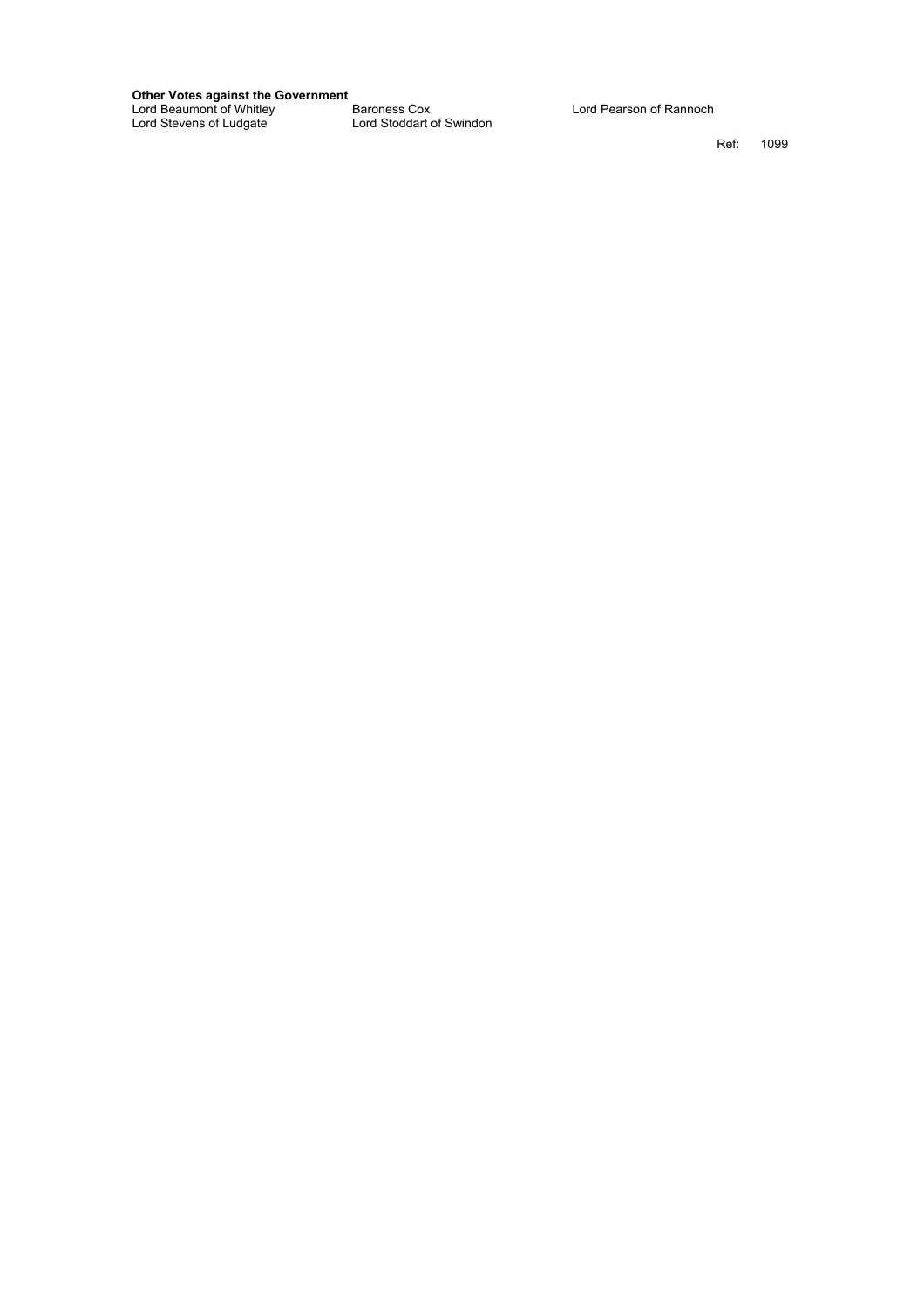**Other Votes against the Government**

| | | |
|---|---|---|
| Lord Beaumont of Whitley | Baroness Cox | Lord Pearson of Rannoch |
| Lord Stevens of Ludgate | Lord Stoddart of Swindon | |

Ref: 1099